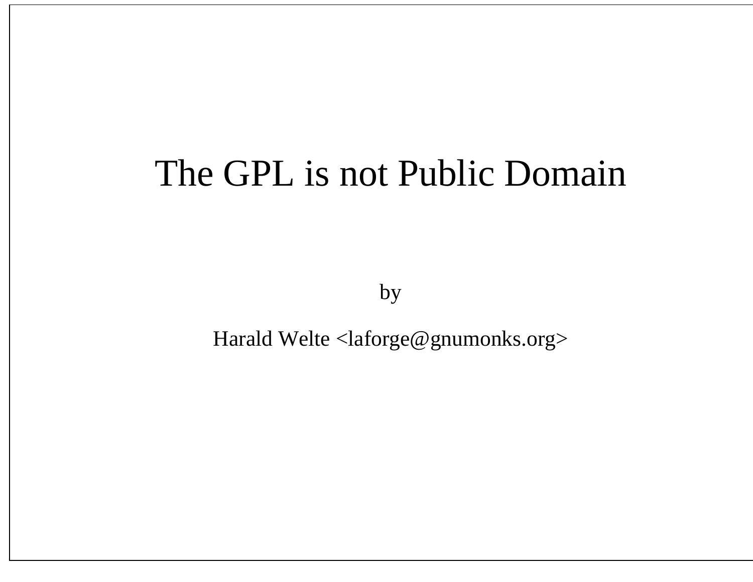# The GPL is not Public Domain

by

Harald Welte <laforge@gnumonks.org>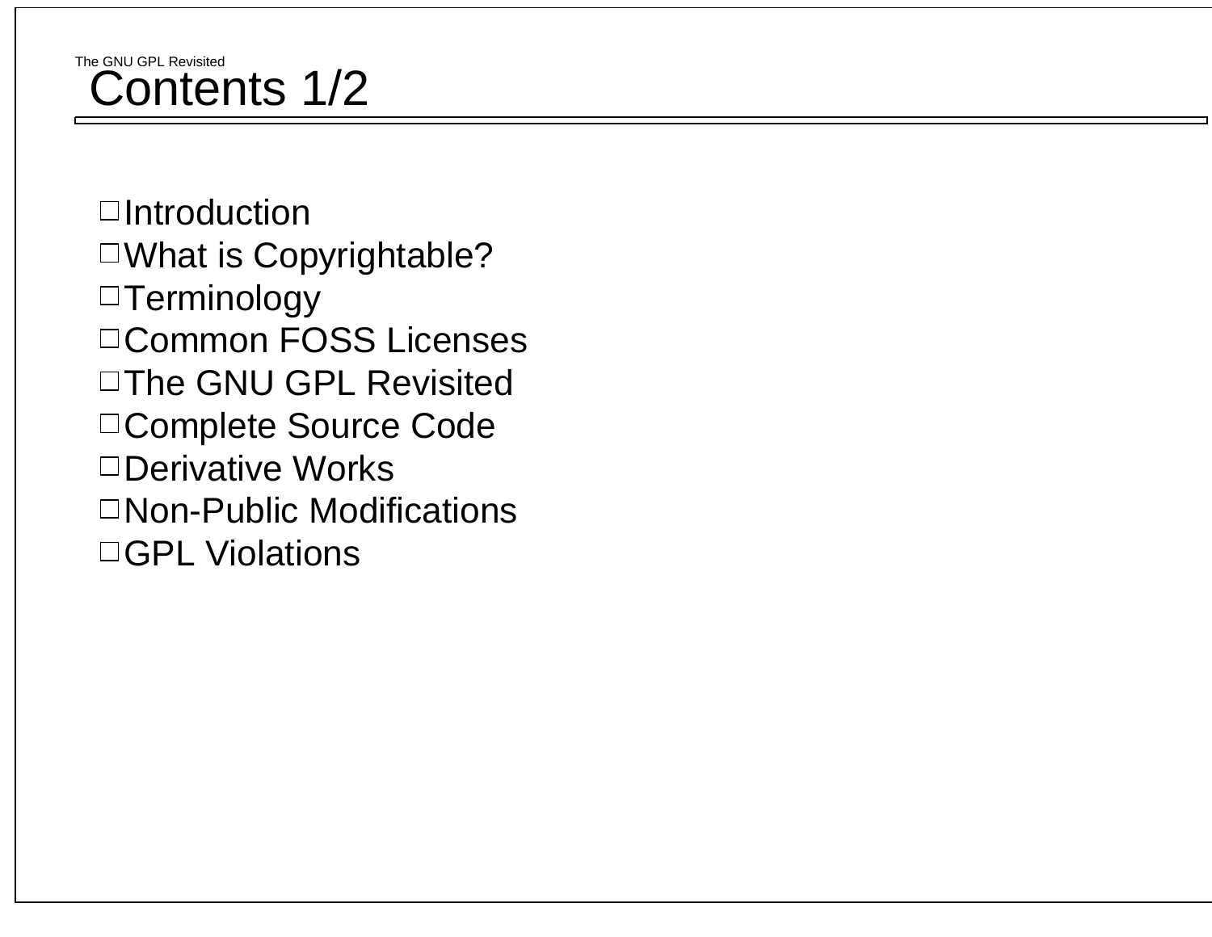# Contents 1/2

- Introduction
- What is Copyrightable?
- Terminology
- Common FOSS Licenses
- The GNU GPL Revisited
- Complete Source Code
- Derivative Works
- Non-Public Modifications
- GPL Violations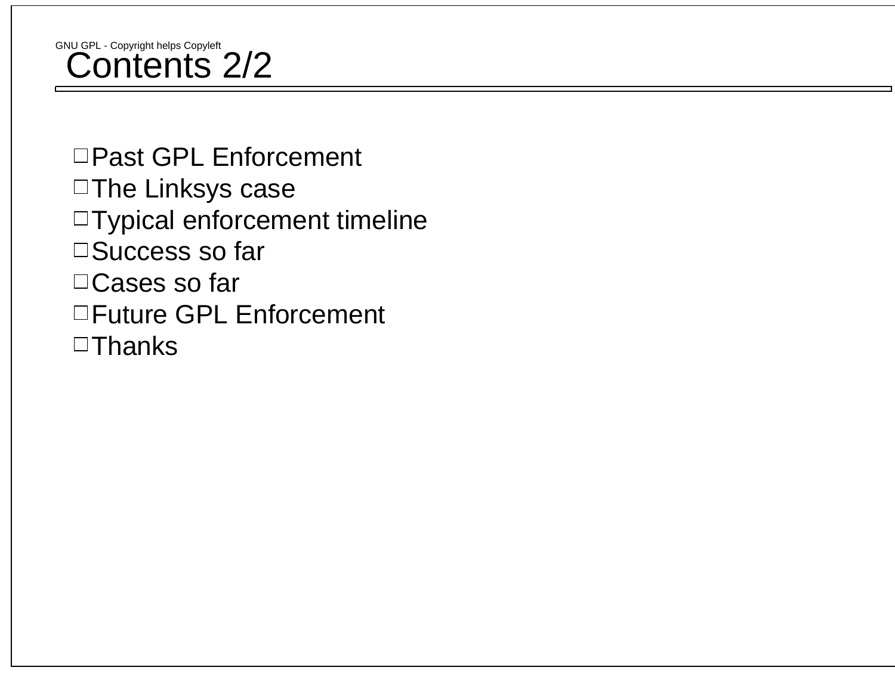# Contents 2/2

- Past GPL Enforcement
- The Linksys case
- Typical enforcement timeline
- Success so far
- Cases so far
- Future GPL Enforcement
- Thanks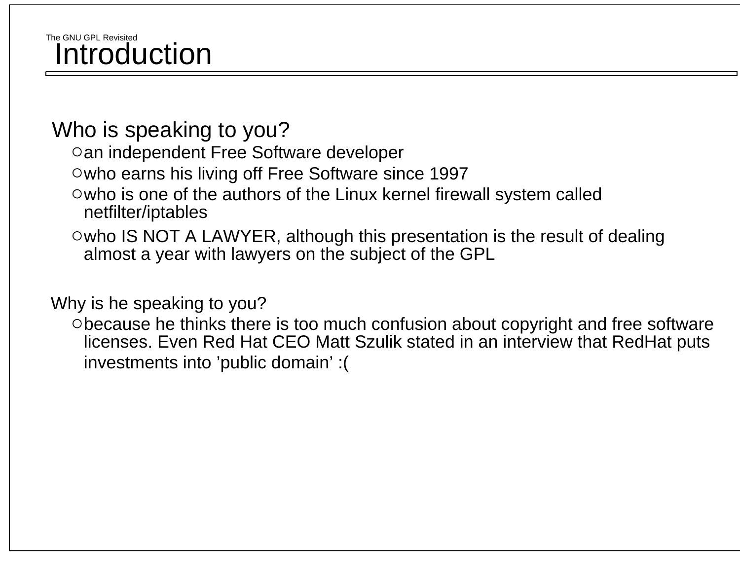# Introduction

Who is speaking to you?

- an independent Free Software developer
- who earns his living off Free Software since 1997
- who is one of the authors of the Linux kernel firewall system called netfilter/iptables
- who IS NOT A LAWYER, although this presentation is the result of dealing almost a year with lawyers on the subject of the GPL

Why is he speaking to you?

- because he thinks there is too much confusion about copyright and free software licenses. Even Red Hat CEO Matt Szulik stated in an interview that RedHat puts investments into ’public domain’ :(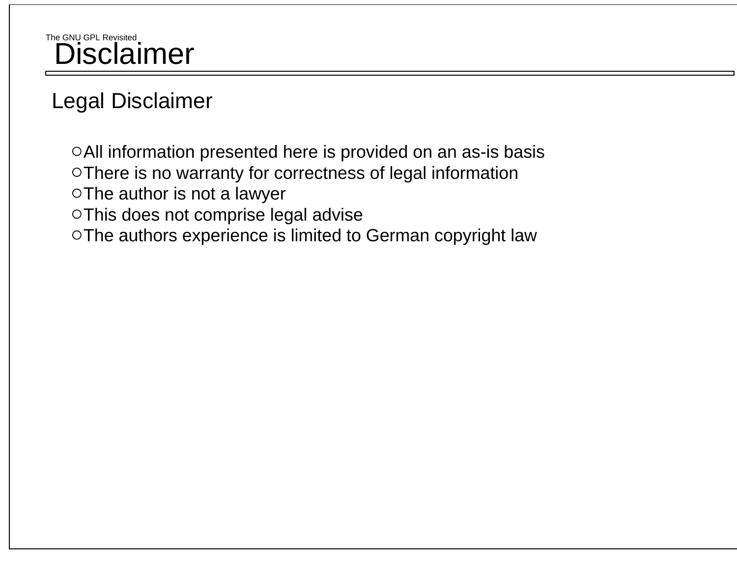# Disclaimer

## Legal Disclaimer

- All information presented here is provided on an as-is basis
- There is no warranty for correctness of legal information
- The author is not a lawyer
- This does not comprise legal advise
- The authors experience is limited to German copyright law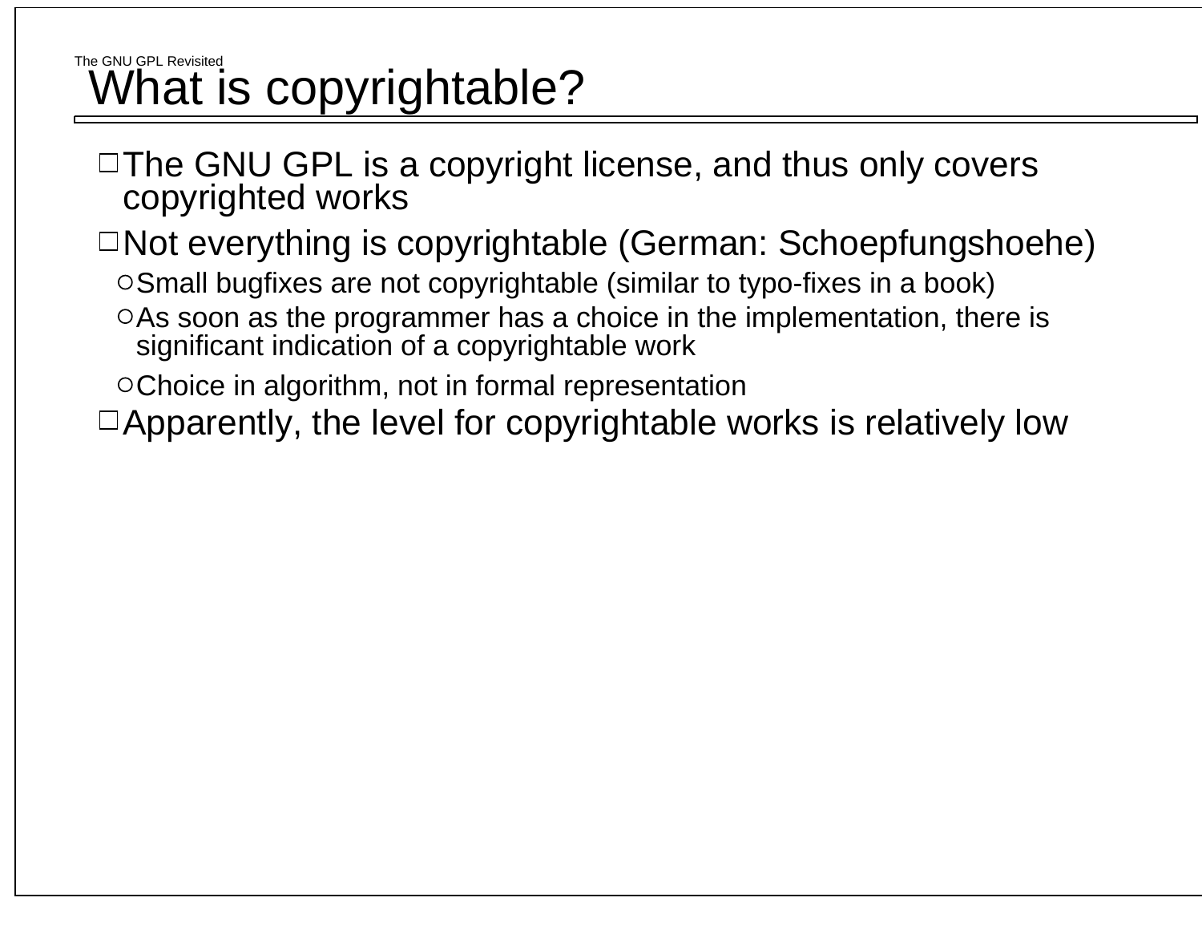# What is copyrightable?

- The GNU GPL is a copyright license, and thus only covers copyrighted works
- Not everything is copyrightable (German: Schoepfungshoehe)
  - Small bugfixes are not copyrightable (similar to typo-fixes in a book)
  - As soon as the programmer has a choice in the implementation, there is significant indication of a copyrightable work
  - Choice in algorithm, not in formal representation
- Apparently, the level for copyrightable works is relatively low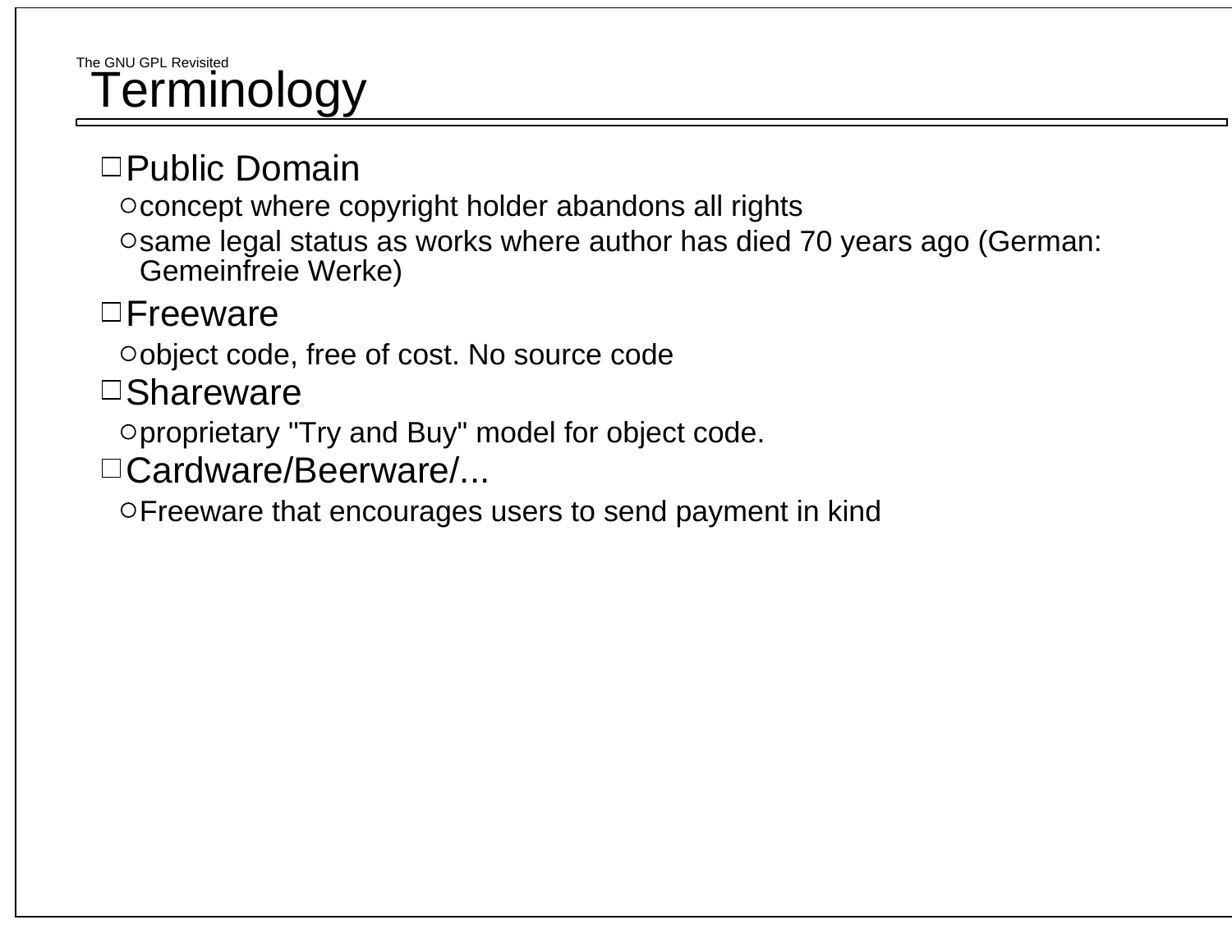# Terminology

- Public Domain
  - concept where copyright holder abandons all rights
  - same legal status as works where author has died 70 years ago (German: Gemeinfreie Werke)
- Freeware
  - object code, free of cost. No source code
- Shareware
  - proprietary "Try and Buy" model for object code.
- Cardware/Beerware/...
  - Freeware that encourages users to send payment in kind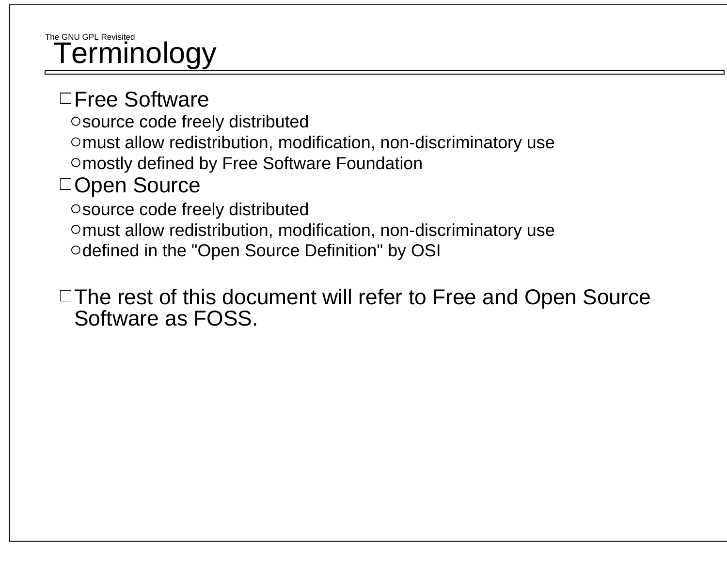# Terminology

- Free Software
  - source code freely distributed
  - must allow redistribution, modification, non-discriminatory use
  - mostly defined by Free Software Foundation
- Open Source
  - source code freely distributed
  - must allow redistribution, modification, non-discriminatory use
  - defined in the "Open Source Definition" by OSI

- The rest of this document will refer to Free and Open Source Software as FOSS.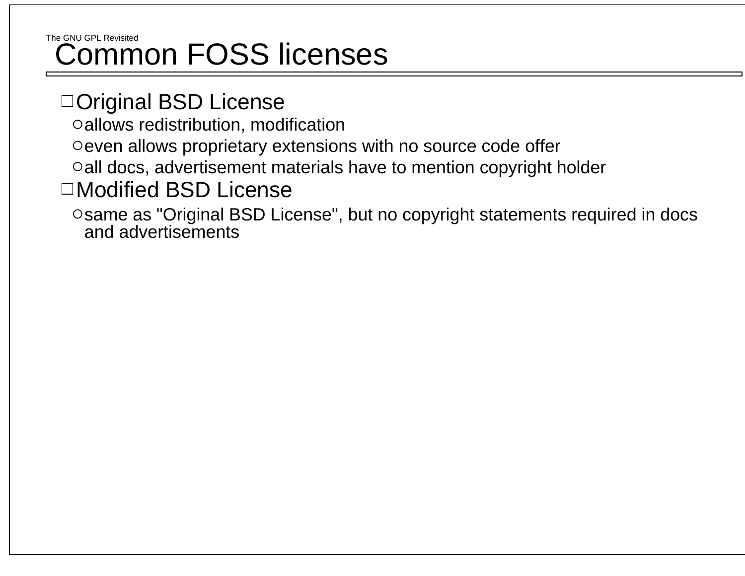# Common FOSS licenses

- Original BSD License
  - allows redistribution, modification
  - even allows proprietary extensions with no source code offer
  - all docs, advertisement materials have to mention copyright holder
- Modified BSD License
  - same as "Original BSD License", but no copyright statements required in docs and advertisements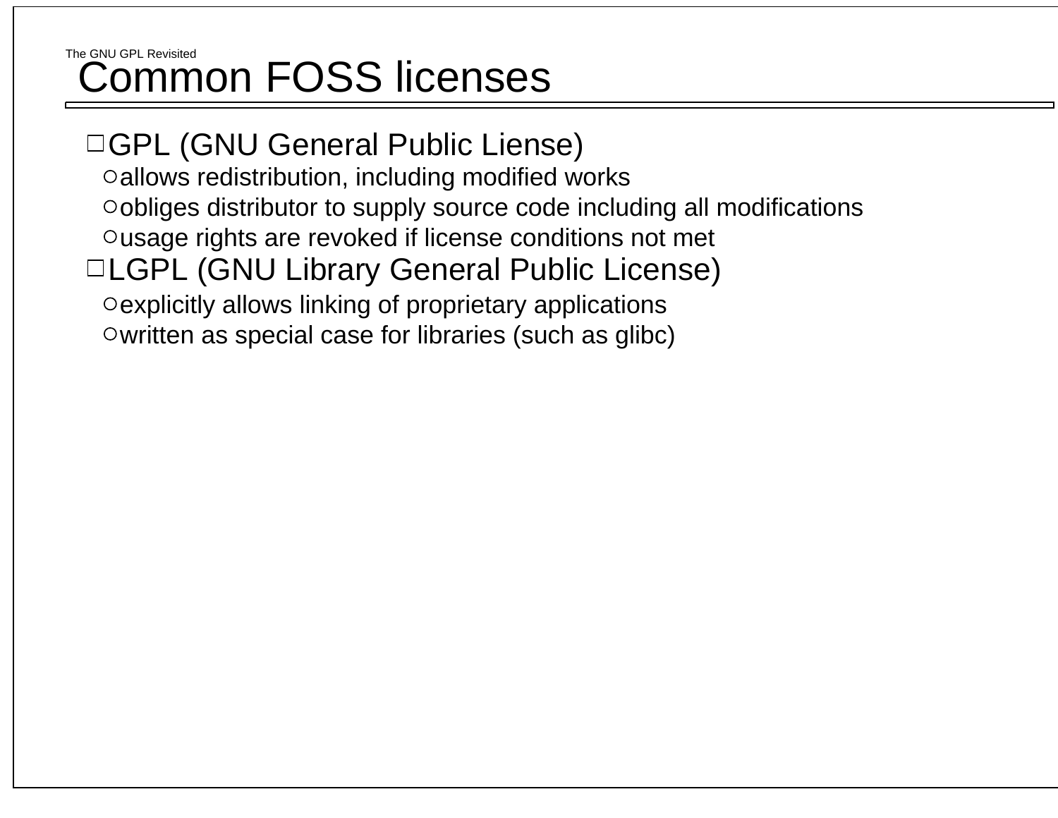# Common FOSS licenses

- GPL (GNU General Public Liense)
  - allows redistribution, including modified works
  - obliges distributor to supply source code including all modifications
  - usage rights are revoked if license conditions not met
- LGPL (GNU Library General Public License)
  - explicitly allows linking of proprietary applications
  - written as special case for libraries (such as glibc)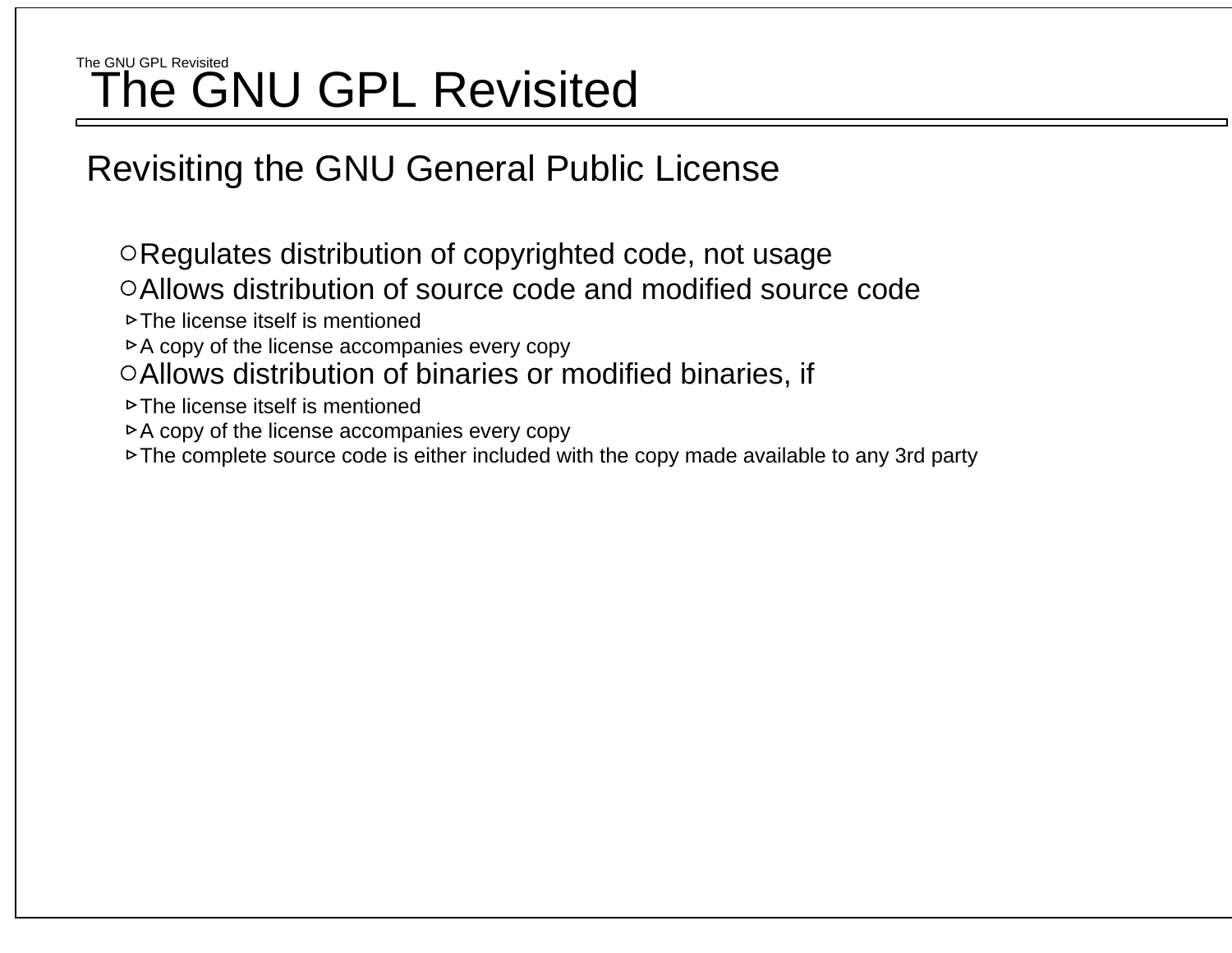# The GNU GPL Revisited

## Revisiting the GNU General Public License

- Regulates distribution of copyrighted code, not usage
- Allows distribution of source code and modified source code
  - The license itself is mentioned
  - A copy of the license accompanies every copy
- Allows distribution of binaries or modified binaries, if
  - The license itself is mentioned
  - A copy of the license accompanies every copy
  - The complete source code is either included with the copy made available to any 3rd party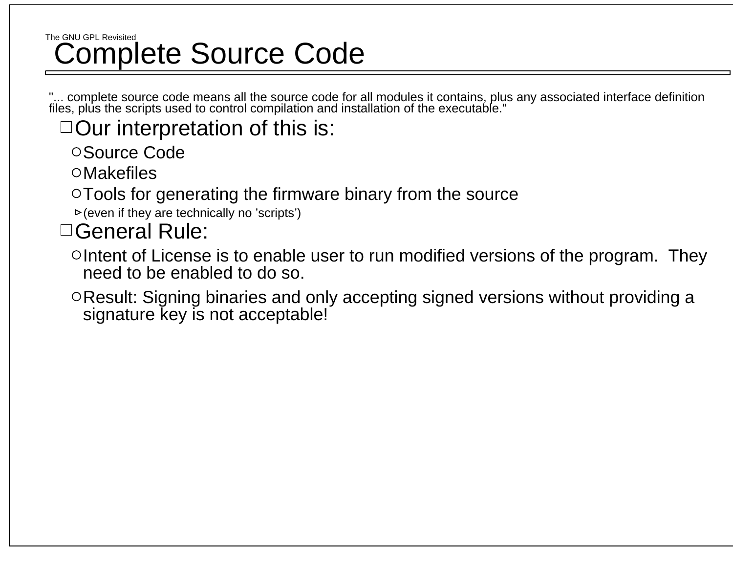# Complete Source Code

"... complete source code means all the source code for all modules it contains, plus any associated interface definition files, plus the scripts used to control compilation and installation of the executable."

- Our interpretation of this is:
  - Source Code
  - Makefiles
  - Tools for generating the firmware binary from the source
    - (even if they are technically no 'scripts')
- General Rule:
  - Intent of License is to enable user to run modified versions of the program. They need to be enabled to do so.
  - Result: Signing binaries and only accepting signed versions without providing a signature key is not acceptable!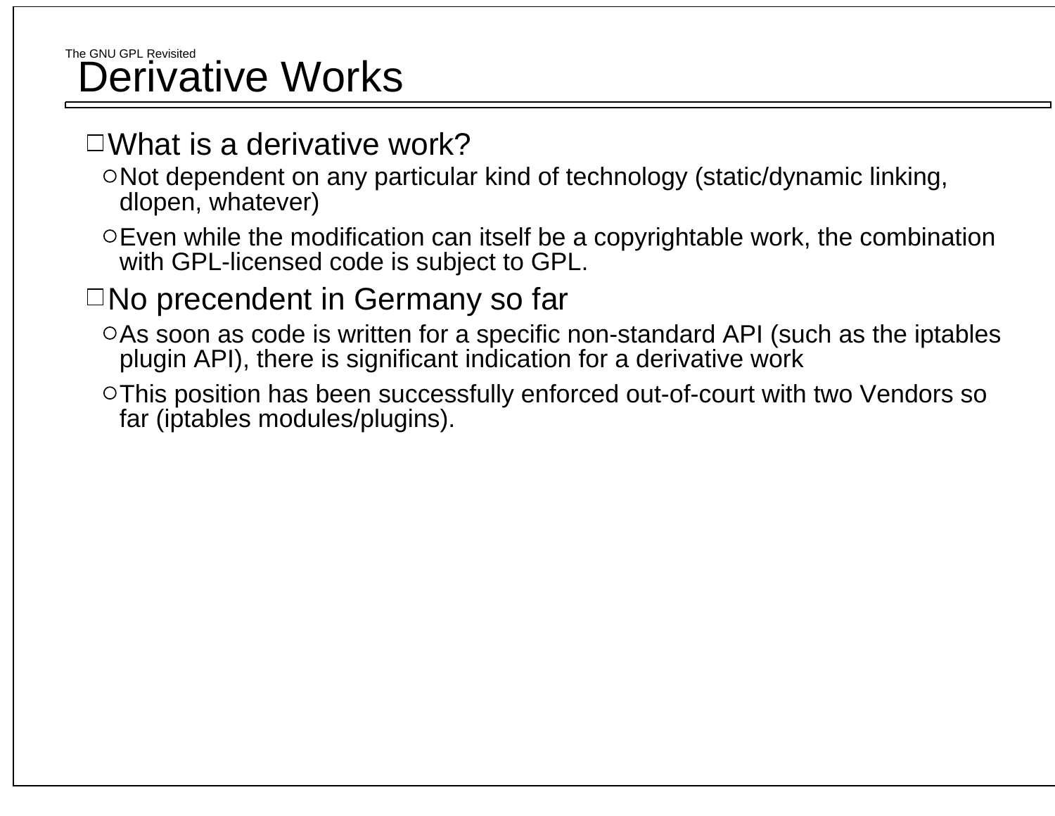# Derivative Works

- What is a derivative work?
  - Not dependent on any particular kind of technology (static/dynamic linking, dlopen, whatever)
  - Even while the modification can itself be a copyrightable work, the combination with GPL-licensed code is subject to GPL.
- No precendent in Germany so far
  - As soon as code is written for a specific non-standard API (such as the iptables plugin API), there is significant indication for a derivative work
  - This position has been successfully enforced out-of-court with two Vendors so far (iptables modules/plugins).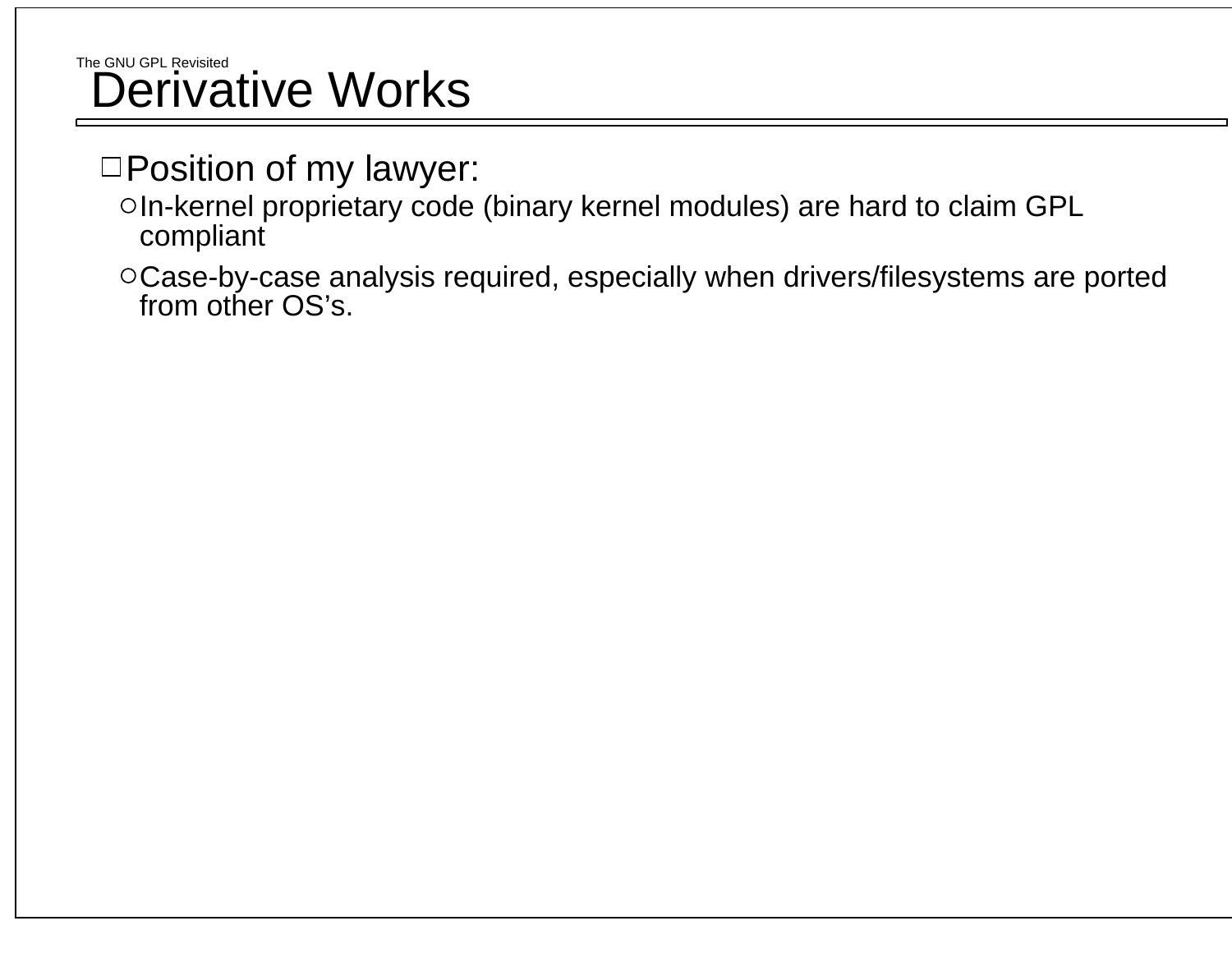# Derivative Works

- Position of my lawyer:
  - In-kernel proprietary code (binary kernel modules) are hard to claim GPL compliant
  - Case-by-case analysis required, especially when drivers/filesystems are ported from other OS's.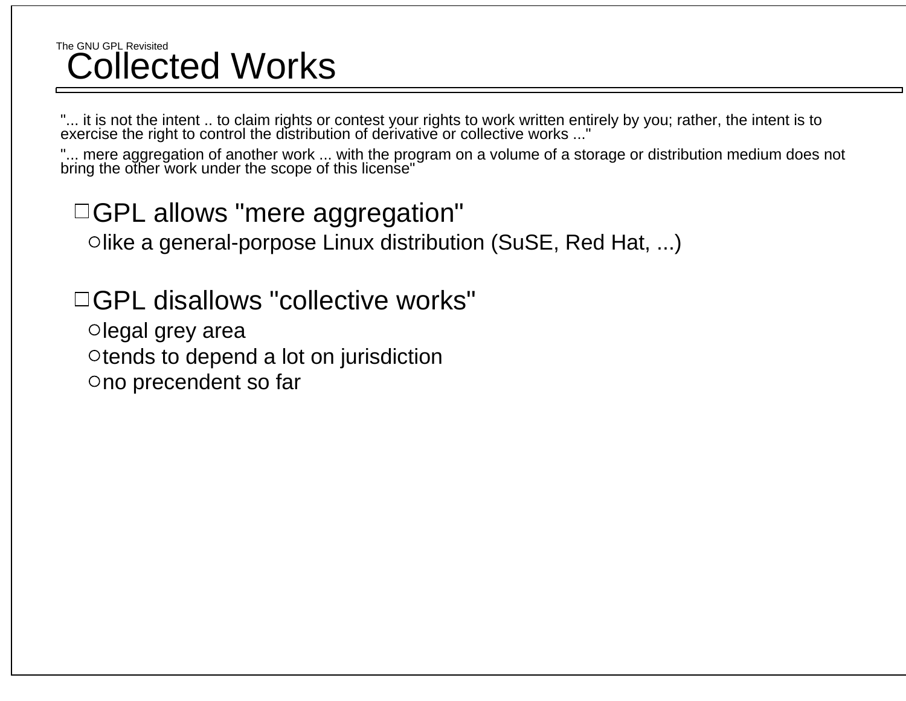# Collected Works

"... it is not the intent .. to claim rights or contest your rights to work written entirely by you; rather, the intent is to exercise the right to control the distribution of derivative or collective works ..."

"... mere aggregation of another work ... with the program on a volume of a storage or distribution medium does not bring the other work under the scope of this license"

- GPL allows "mere aggregation"
  - like a general-porpose Linux distribution (SuSE, Red Hat, ...)
- GPL disallows "collective works"
  - legal grey area
  - tends to depend a lot on jurisdiction
  - no precendent so far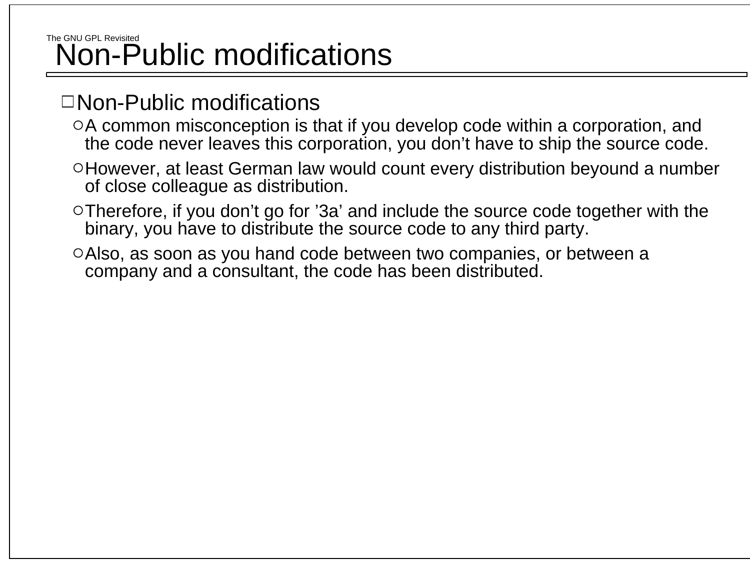# Non-Public modifications

- Non-Public modifications
  - A common misconception is that if you develop code within a corporation, and the code never leaves this corporation, you don’t have to ship the source code.
  - However, at least German law would count every distribution beyound a number of close colleague as distribution.
  - Therefore, if you don’t go for ’3a’ and include the source code together with the binary, you have to distribute the source code to any third party.
  - Also, as soon as you hand code between two companies, or between a company and a consultant, the code has been distributed.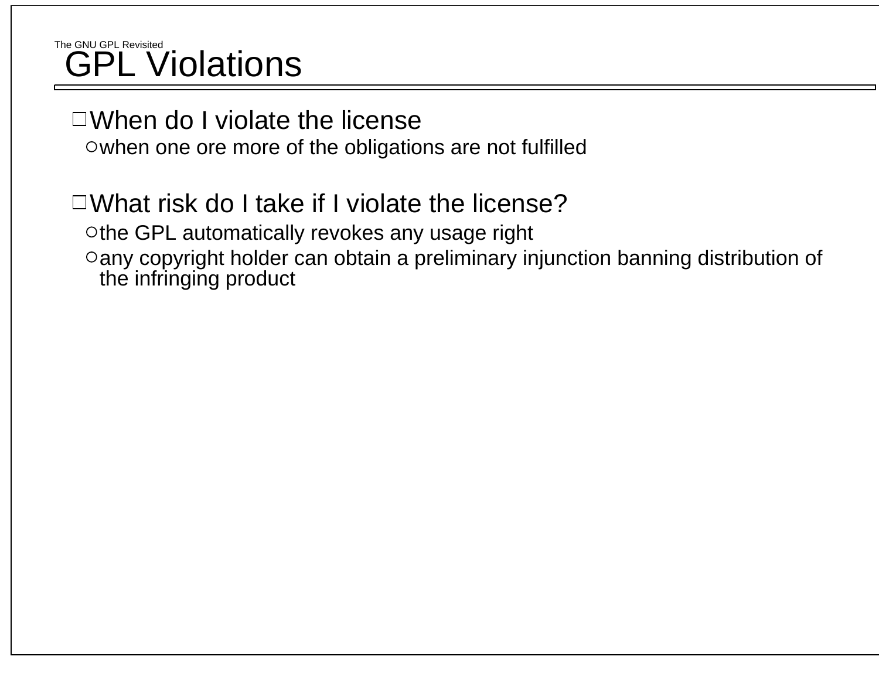# GPL Violations

- When do I violate the license
  - when one ore more of the obligations are not fulfilled

- What risk do I take if I violate the license?
  - the GPL automatically revokes any usage right
  - any copyright holder can obtain a preliminary injunction banning distribution of the infringing product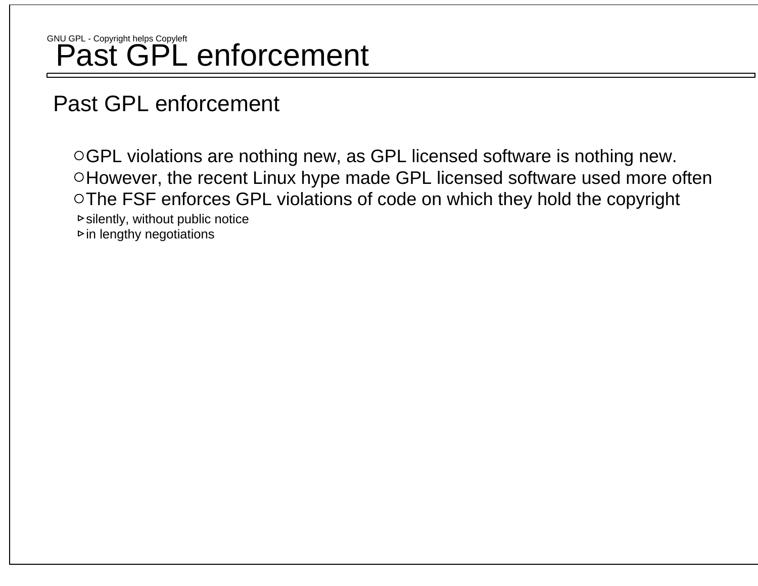# Past GPL enforcement

## Past GPL enforcement

- GPL violations are nothing new, as GPL licensed software is nothing new.
- However, the recent Linux hype made GPL licensed software used more often
- The FSF enforces GPL violations of code on which they hold the copyright
  - silently, without public notice
  - in lengthy negotiations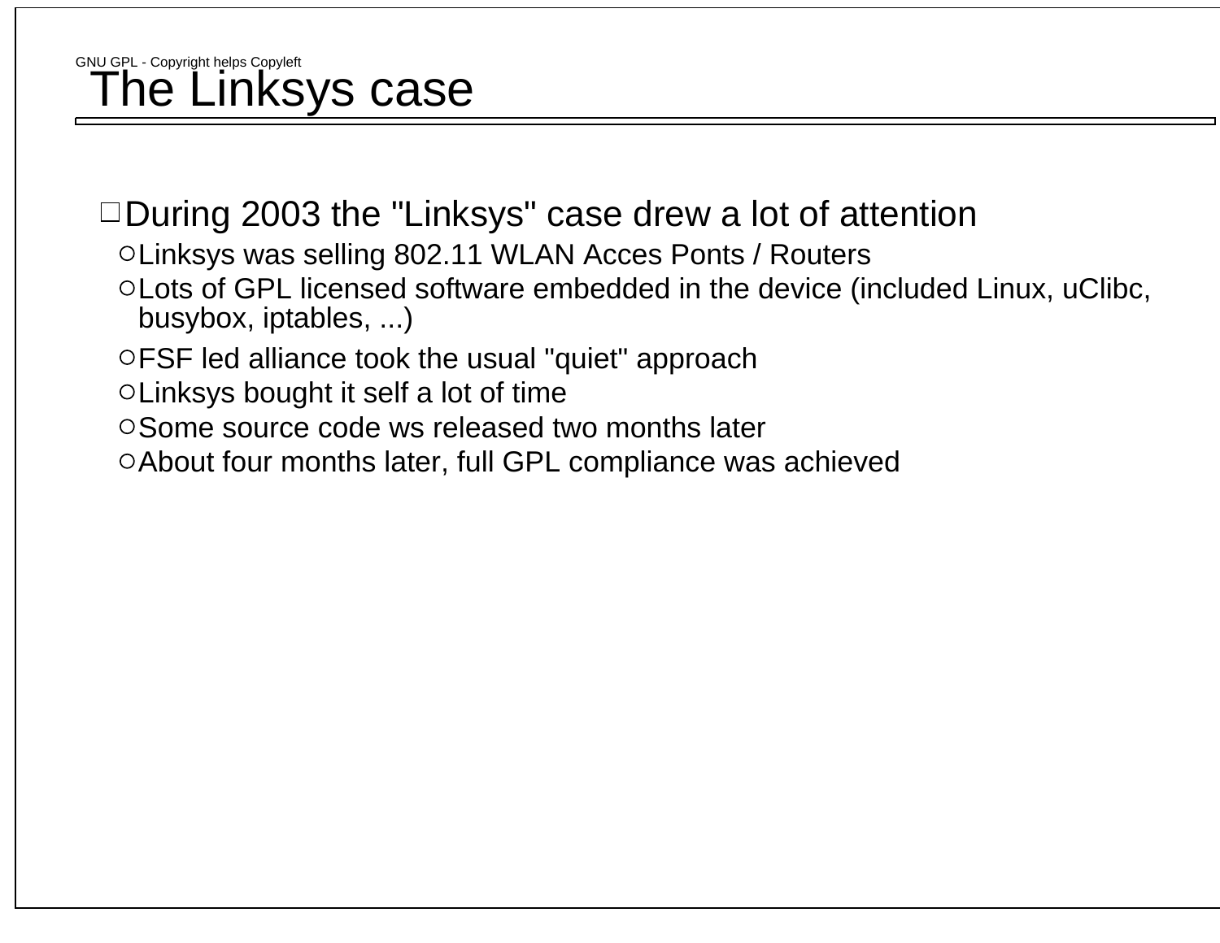# The Linksys case

- During 2003 the "Linksys" case drew a lot of attention
  - Linksys was selling 802.11 WLAN Acces Ponts / Routers
  - Lots of GPL licensed software embedded in the device (included Linux, uClibc, busybox, iptables, ...)
  - FSF led alliance took the usual "quiet" approach
  - Linksys bought it self a lot of time
  - Some source code ws released two months later
  - About four months later, full GPL compliance was achieved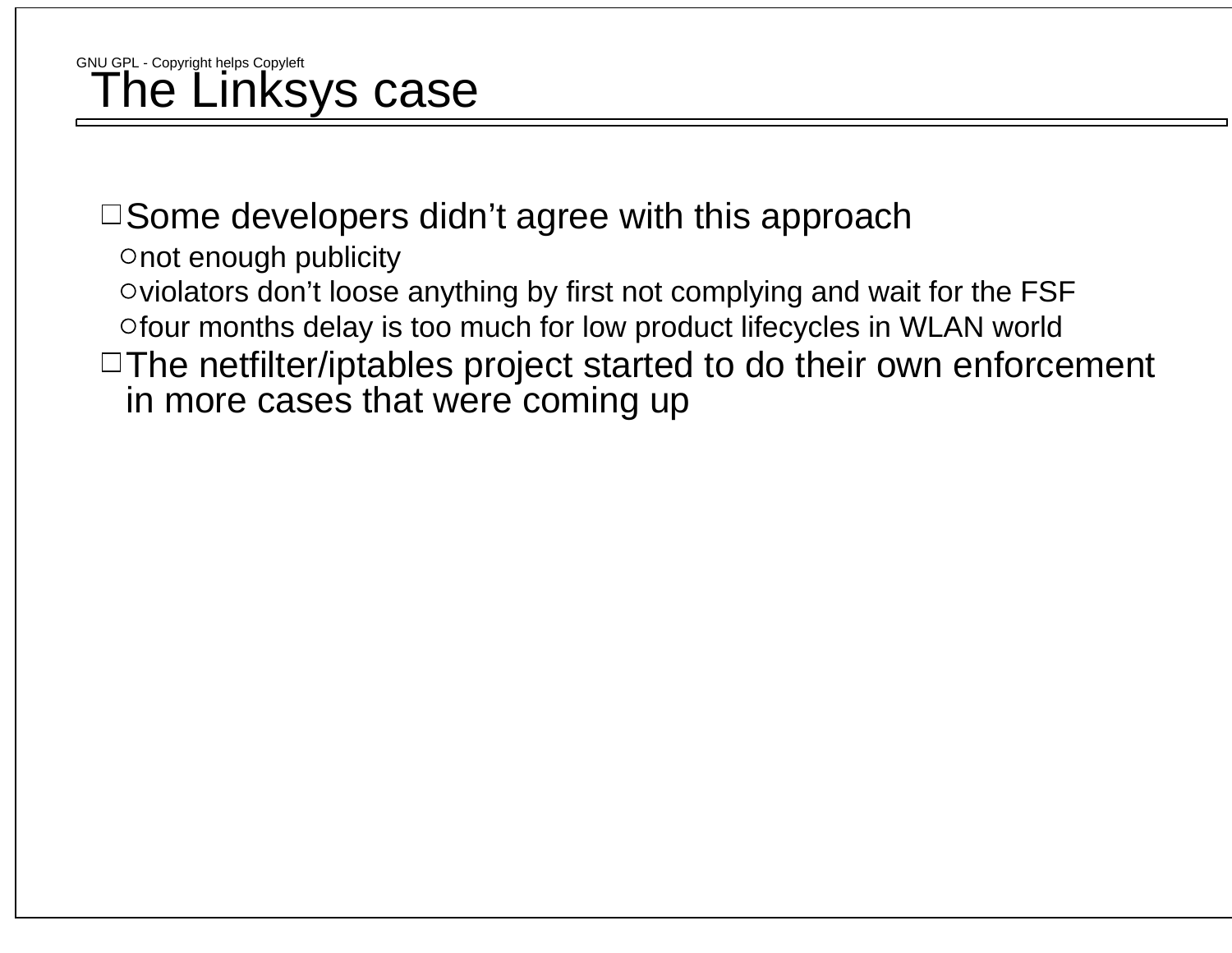# The Linksys case

- Some developers didn't agree with this approach
  - not enough publicity
  - violators don't loose anything by first not complying and wait for the FSF
  - four months delay is too much for low product lifecycles in WLAN world
- The netfilter/iptables project started to do their own enforcement in more cases that were coming up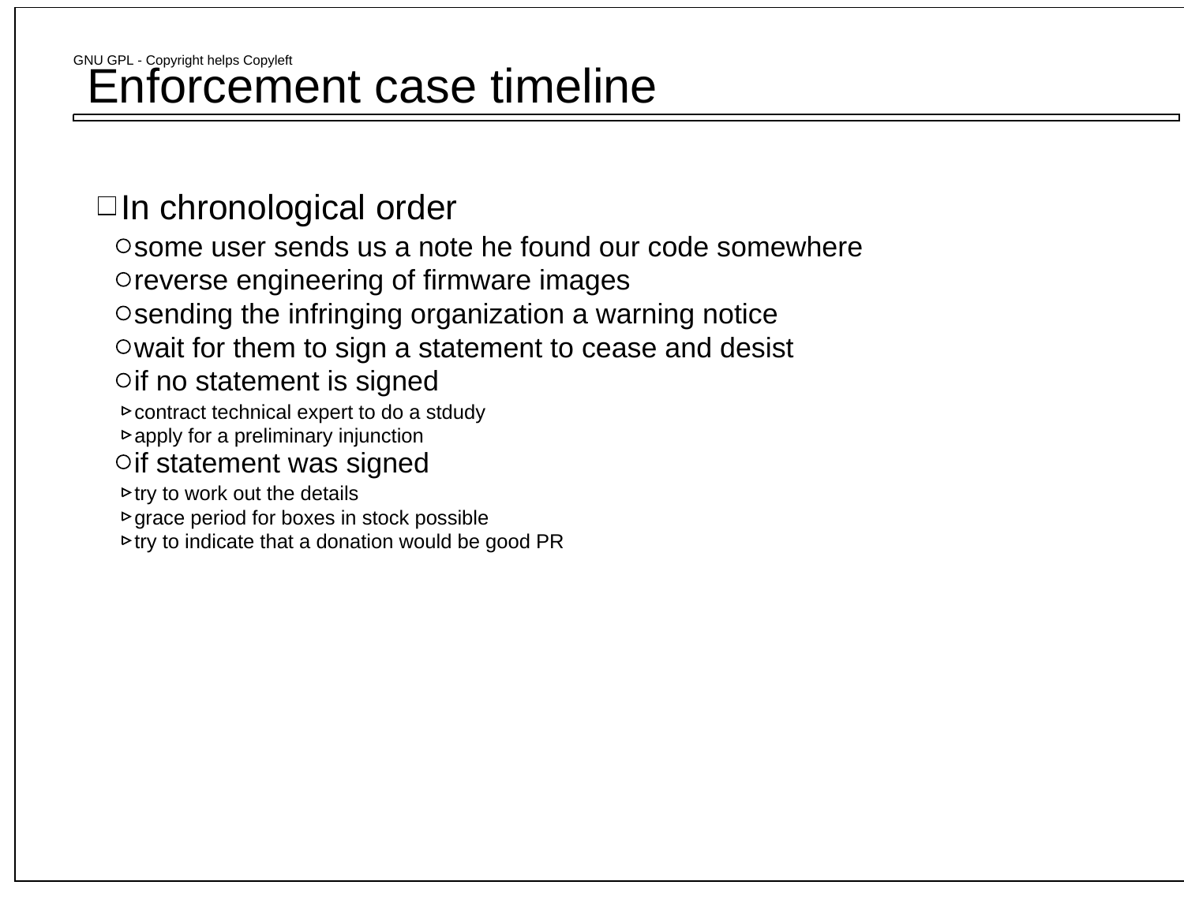# Enforcement case timeline

- In chronological order
  - some user sends us a note he found our code somewhere
  - reverse engineering of firmware images
  - sending the infringing organization a warning notice
  - wait for them to sign a statement to cease and desist
  - if no statement is signed
    - contract technical expert to do a stdudy
    - apply for a preliminary injunction
  - if statement was signed
    - try to work out the details
    - grace period for boxes in stock possible
    - try to indicate that a donation would be good PR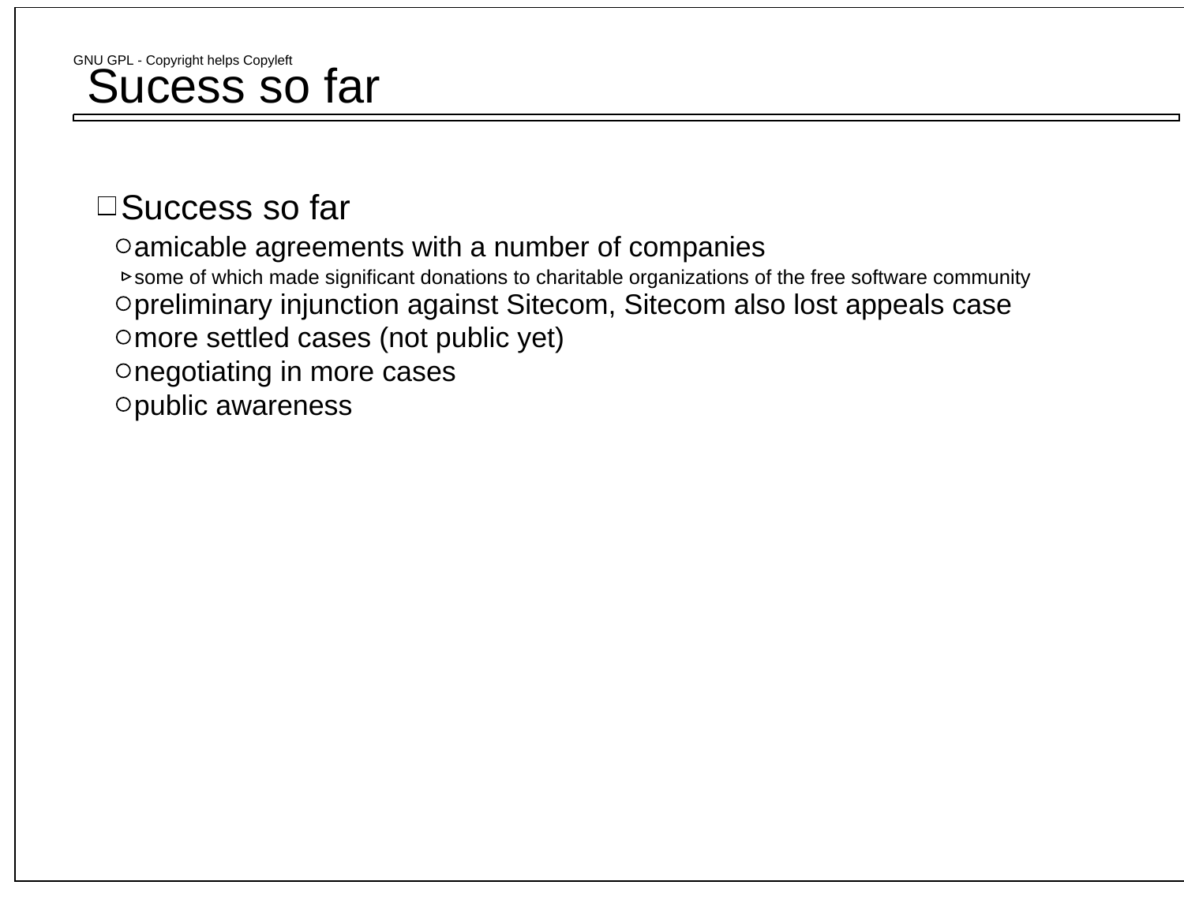# Sucess so far

- Success so far
  - amicable agreements with a number of companies
    - some of which made significant donations to charitable organizations of the free software community
  - preliminary injunction against Sitecom, Sitecom also lost appeals case
  - more settled cases (not public yet)
  - negotiating in more cases
  - public awareness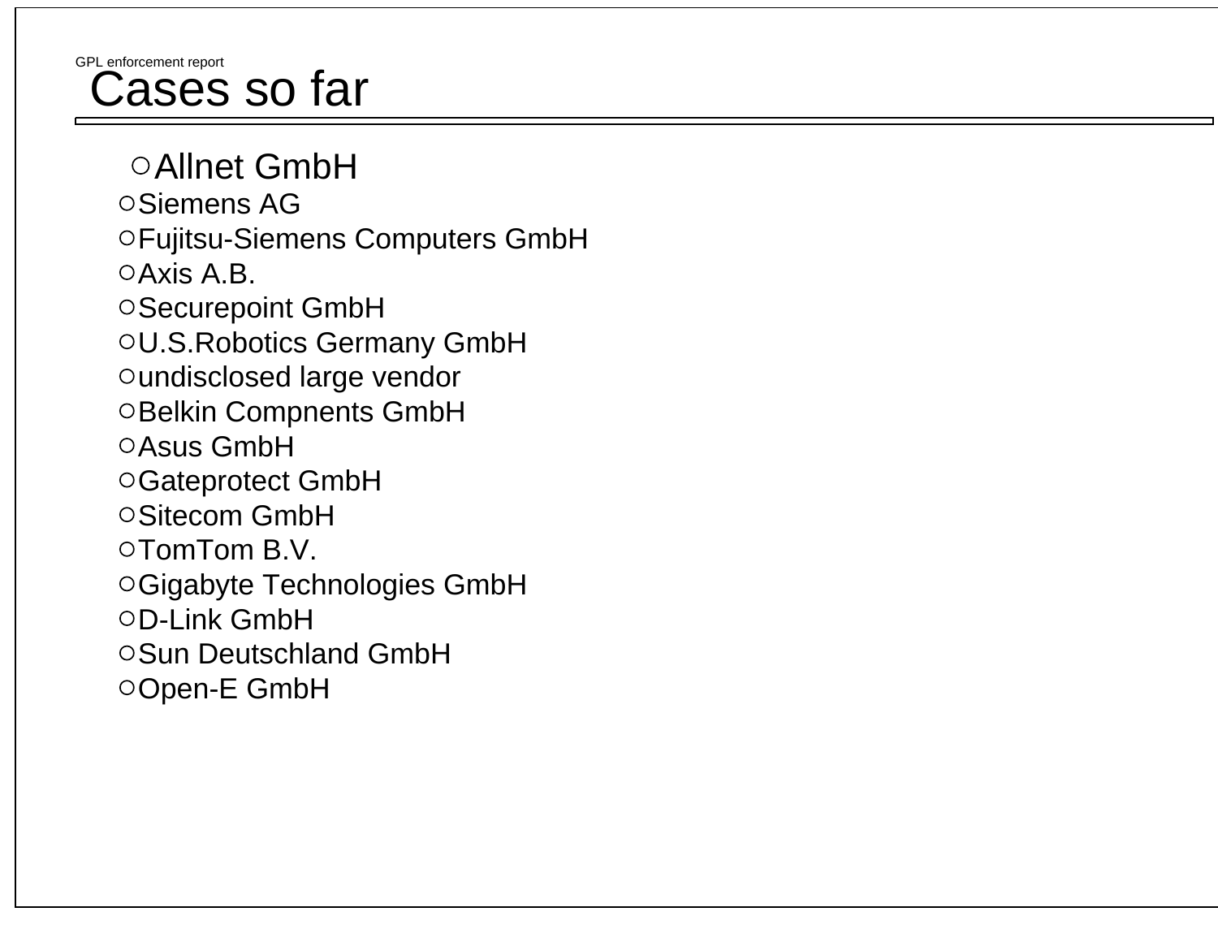# Cases so far

- Allnet GmbH
- Siemens AG
- Fujitsu-Siemens Computers GmbH
- Axis A.B.
- Securepoint GmbH
- U.S.Robotics Germany GmbH
- undisclosed large vendor
- Belkin Compnents GmbH
- Asus GmbH
- Gateprotect GmbH
- Sitecom GmbH
- TomTom B.V.
- Gigabyte Technologies GmbH
- D-Link GmbH
- Sun Deutschland GmbH
- Open-E GmbH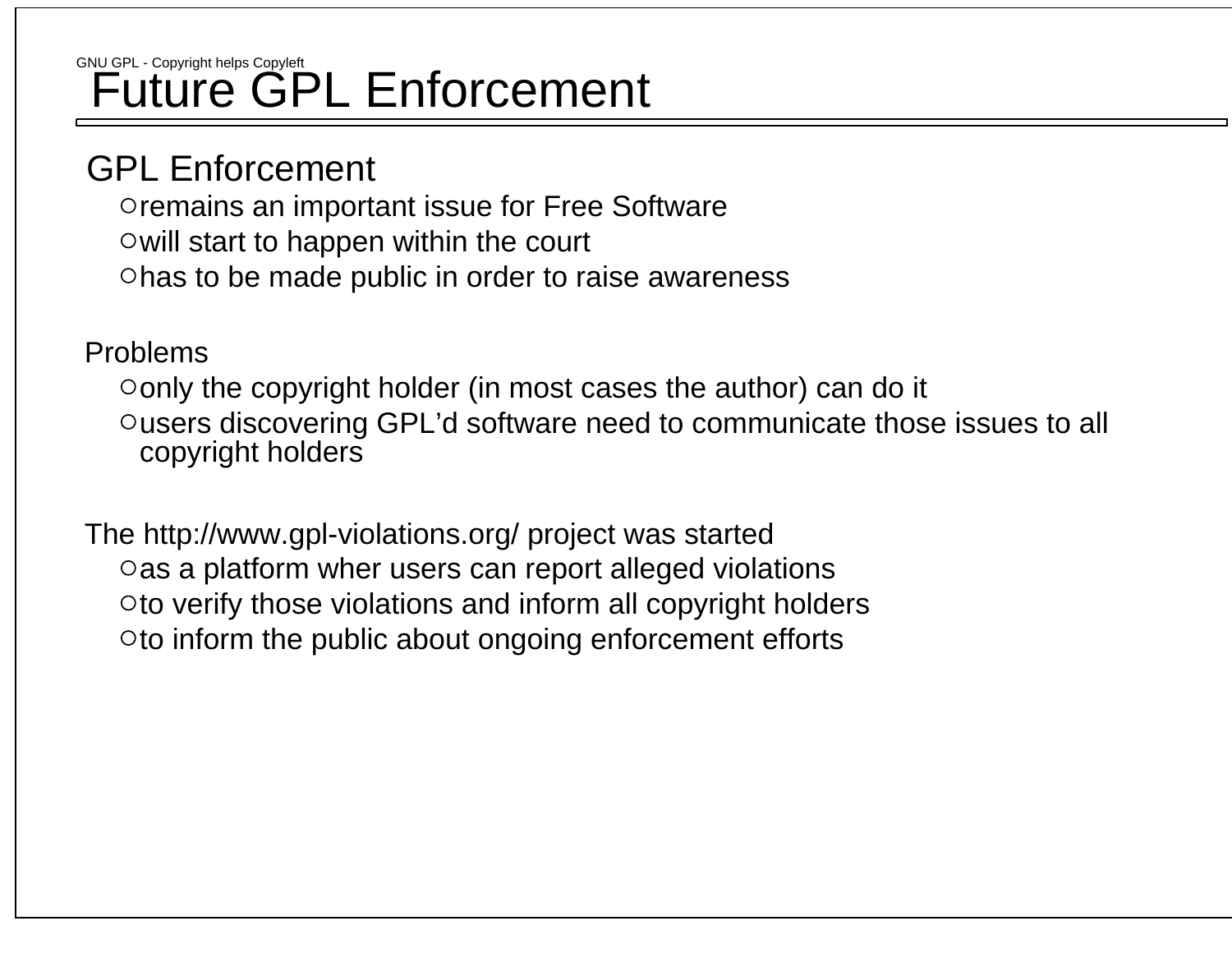# Future GPL Enforcement

GPL Enforcement

- remains an important issue for Free Software
- will start to happen within the court
- has to be made public in order to raise awareness

Problems

- only the copyright holder (in most cases the author) can do it
- users discovering GPL'd software need to communicate those issues to all copyright holders

The http://www.gpl-violations.org/ project was started

- as a platform wher users can report alleged violations
- to verify those violations and inform all copyright holders
- to inform the public about ongoing enforcement efforts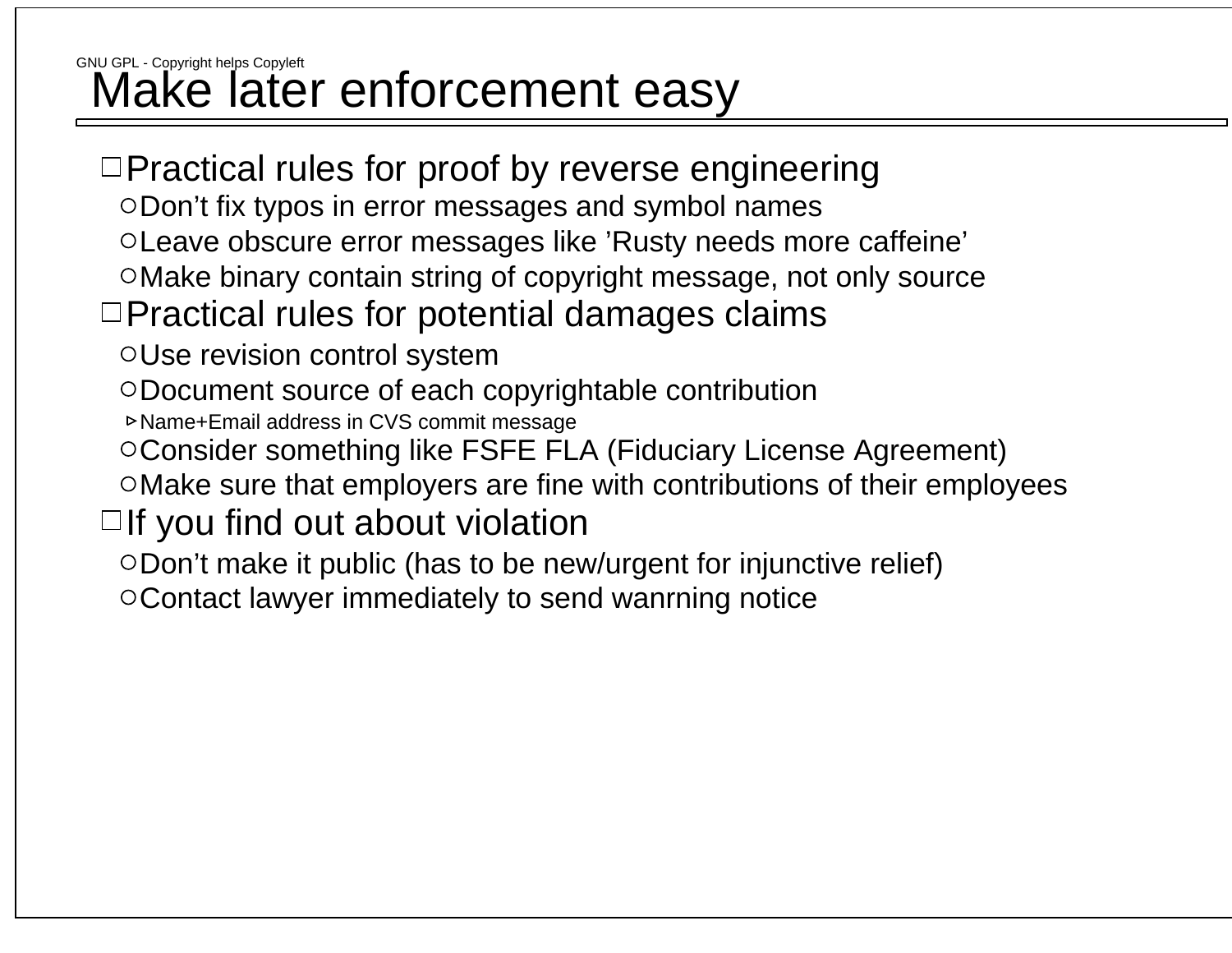# Make later enforcement easy

- Practical rules for proof by reverse engineering
  - Don’t fix typos in error messages and symbol names
  - Leave obscure error messages like ’Rusty needs more caffeine’
  - Make binary contain string of copyright message, not only source
- Practical rules for potential damages claims
  - Use revision control system
  - Document source of each copyrightable contribution
    - Name+Email address in CVS commit message
  - Consider something like FSFE FLA (Fiduciary License Agreement)
  - Make sure that employers are fine with contributions of their employees
- If you find out about violation
  - Don’t make it public (has to be new/urgent for injunctive relief)
  - Contact lawyer immediately to send wanrning notice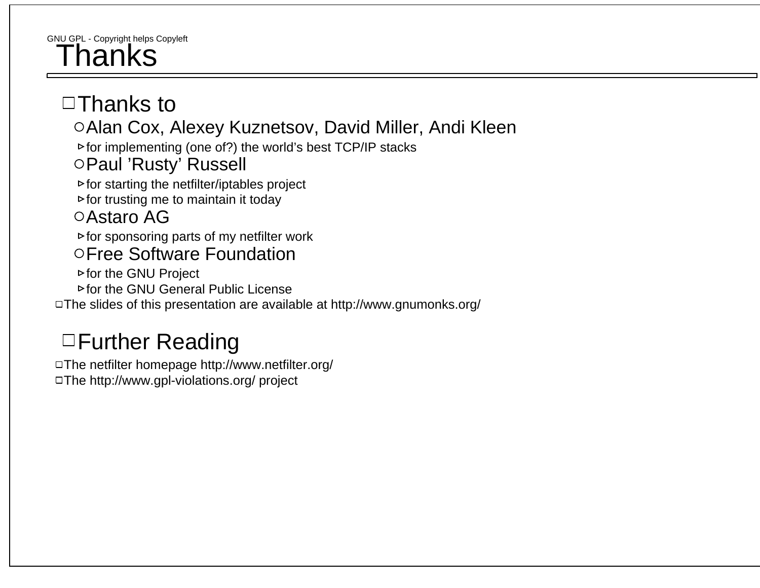# Thanks

- Thanks to
  - Alan Cox, Alexey Kuznetsov, David Miller, Andi Kleen
    - for implementing (one of?) the world's best TCP/IP stacks
  - Paul 'Rusty' Russell
    - for starting the netfilter/iptables project
    - for trusting me to maintain it today
  - Astaro AG
    - for sponsoring parts of my netfilter work
  - Free Software Foundation
    - for the GNU Project
    - for the GNU General Public License
- The slides of this presentation are available at http://www.gnumonks.org/

- Further Reading
- The netfilter homepage http://www.netfilter.org/
- The http://www.gpl-violations.org/ project